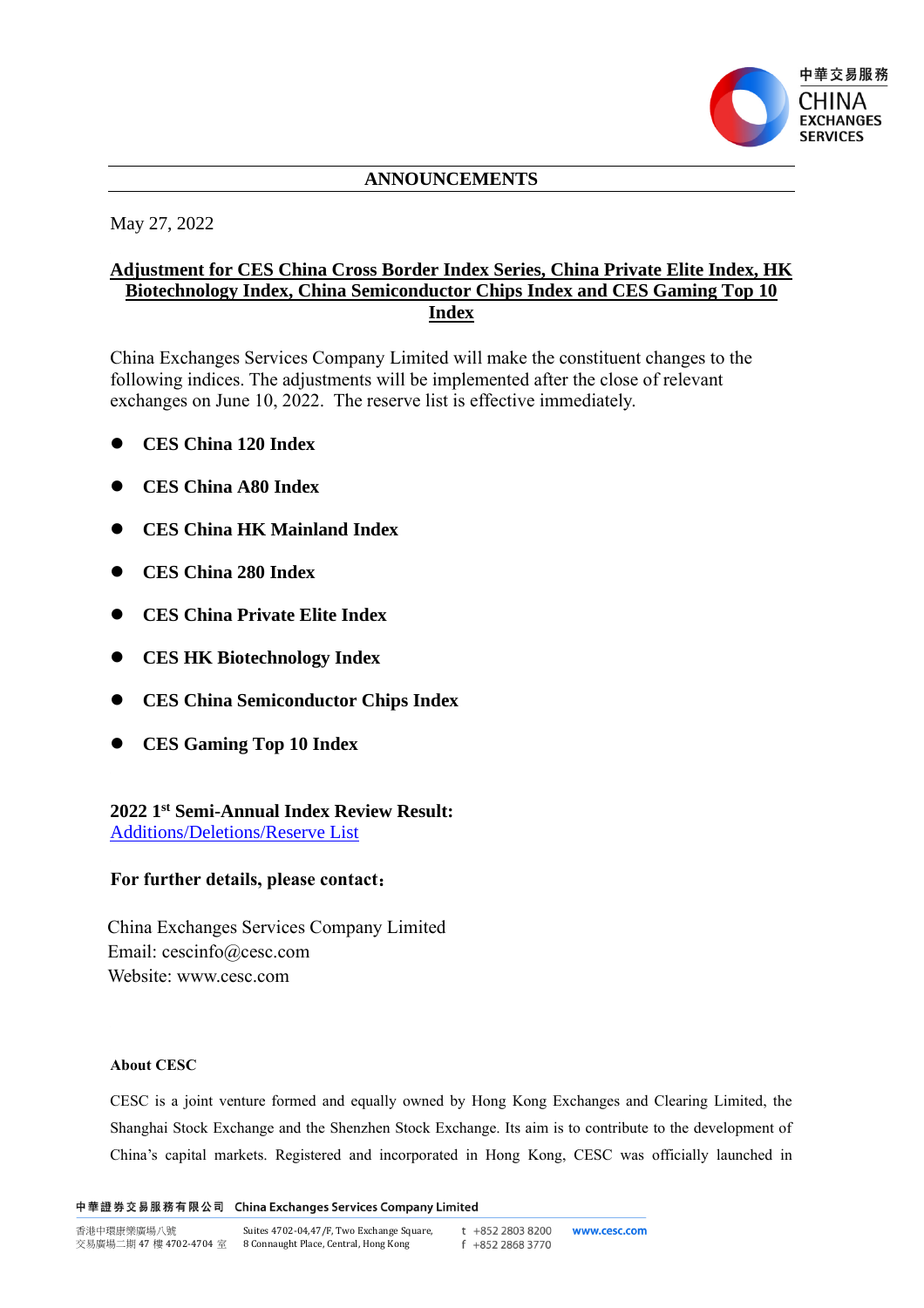## ANNOUNCEMENTS

May 27, 2022

**Adjustment for CES China Cross Border Index Series, China Private Elite Index, HK Biotechnology Index, China Semiconductor Chips Index and CES Gaming Top 10 Index**

China Exchanges Services Company Limited will make the constituent changes to the following indices. The adjustments will be implemented after the close of relevant exchanges on June 10, 2022. The reserve list is effective immediately.

- **CES China 120 Index**
- **CES China A80 Index**
- **CES China HK Mainland Index**
- **CES China 280 Index**
- **CES China Private Elite Index**
- **CES HK Biotechnology Index**
- **CES China Semiconductor Chips Index**
- **CES Gaming Top 10 Index**

**2022 1st Semi-Annual Index Review Result:**
Additions/Deletions/Reserve List

**For further details, please contact：**

China Exchanges Services Company Limited
Email: cescinfo@cesc.com
Website: www.cesc.com

**About CESC**

CESC is a joint venture formed and equally owned by Hong Kong Exchanges and Clearing Limited, the Shanghai Stock Exchange and the Shenzhen Stock Exchange. Its aim is to contribute to the development of China's capital markets. Registered and incorporated in Hong Kong, CESC was officially launched in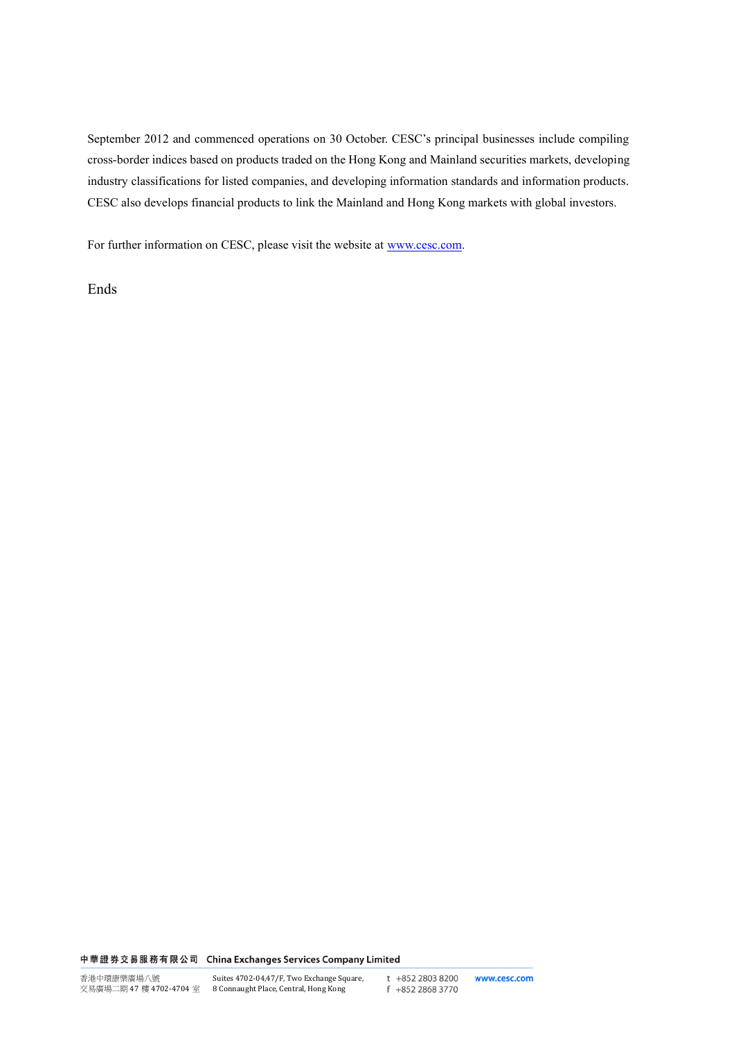September 2012 and commenced operations on 30 October. CESC's principal businesses include compiling cross-border indices based on products traded on the Hong Kong and Mainland securities markets, developing industry classifications for listed companies, and developing information standards and information products. CESC also develops financial products to link the Mainland and Hong Kong markets with global investors.

For further information on CESC, please visit the website at www.cesc.com.

Ends